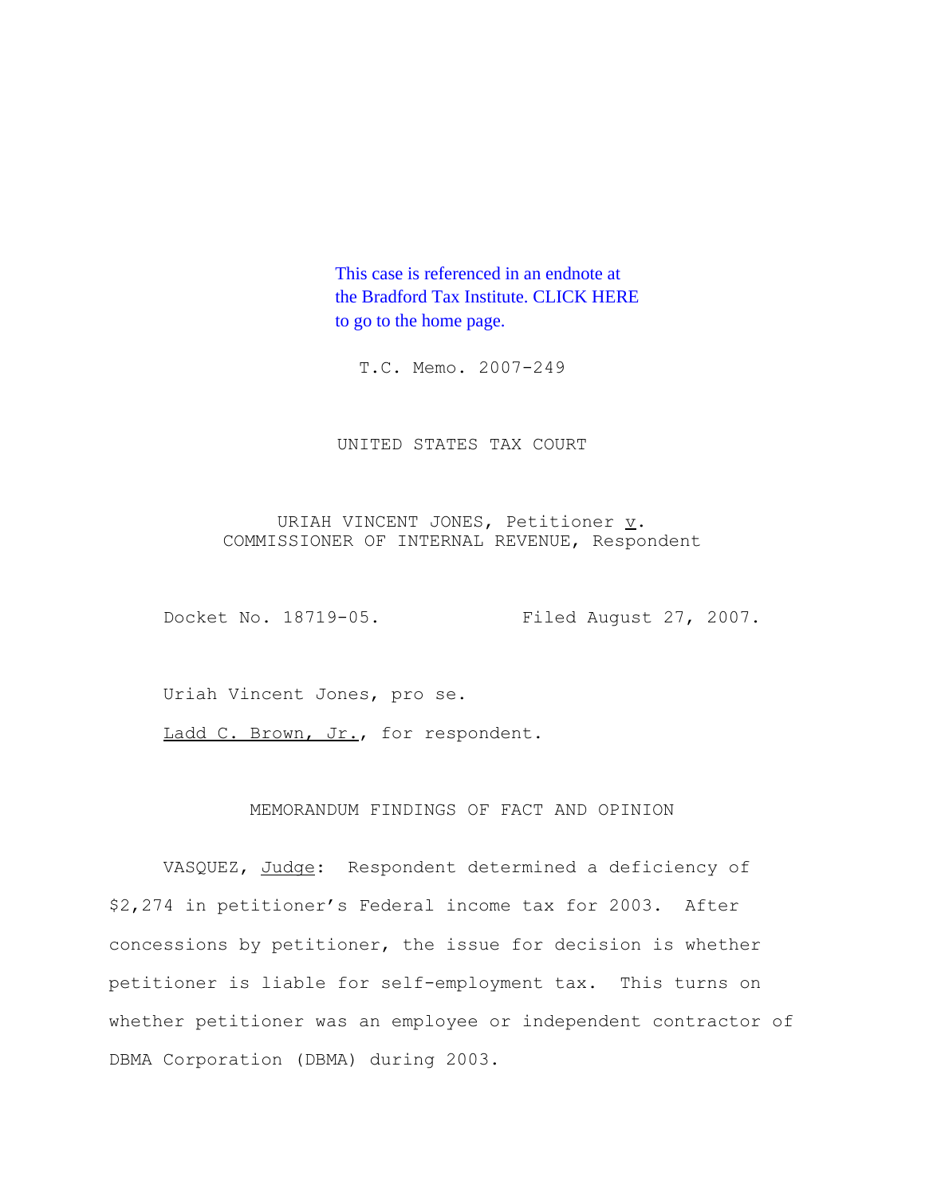This case is referenced in an endnote at the Bradford Tax Institute. CLICK HERE to go to the home page.

T.C. Memo. 2007-249

UNITED STATES TAX COURT

URIAH VINCENT JONES, Petitioner v. COMMISSIONER OF INTERNAL REVENUE, Respondent

Docket No. 18719-05. Filed August 27, 2007.

Uriah Vincent Jones, pro se.

Ladd C. Brown, Jr., for respondent.

MEMORANDUM FINDINGS OF FACT AND OPINION

VASQUEZ, Judge: Respondent determined a deficiency of $2,274 in petitioner's Federal income tax for 2003. After concessions by petitioner, the issue for decision is whether petitioner is liable for self-employment tax. This turns on whether petitioner was an employee or independent contractor of DBMA Corporation (DBMA) during 2003.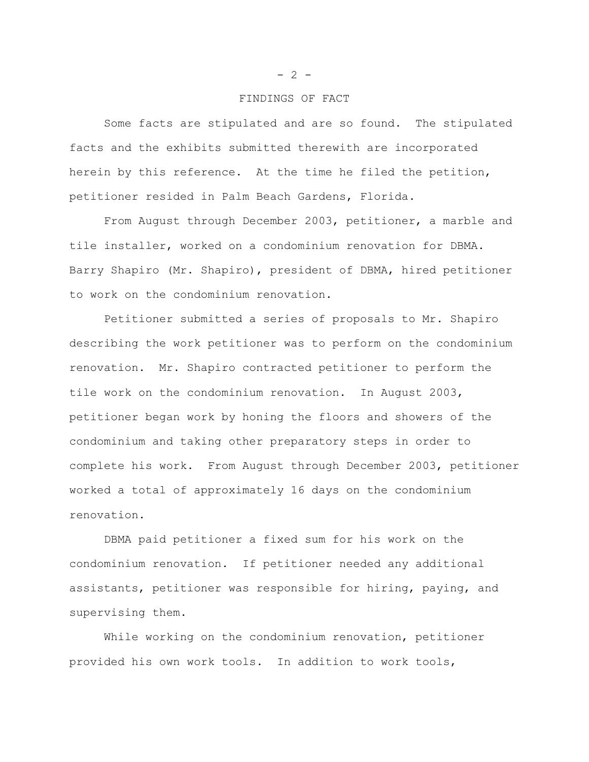## FINDINGS OF FACT

Some facts are stipulated and are so found. The stipulated facts and the exhibits submitted therewith are incorporated herein by this reference. At the time he filed the petition, petitioner resided in Palm Beach Gardens, Florida.

From August through December 2003, petitioner, a marble and tile installer, worked on a condominium renovation for DBMA. Barry Shapiro (Mr. Shapiro), president of DBMA, hired petitioner to work on the condominium renovation.

Petitioner submitted a series of proposals to Mr. Shapiro describing the work petitioner was to perform on the condominium renovation. Mr. Shapiro contracted petitioner to perform the tile work on the condominium renovation. In August 2003, petitioner began work by honing the floors and showers of the condominium and taking other preparatory steps in order to complete his work. From August through December 2003, petitioner worked a total of approximately 16 days on the condominium renovation.

DBMA paid petitioner a fixed sum for his work on the condominium renovation. If petitioner needed any additional assistants, petitioner was responsible for hiring, paying, and supervising them.

While working on the condominium renovation, petitioner provided his own work tools. In addition to work tools,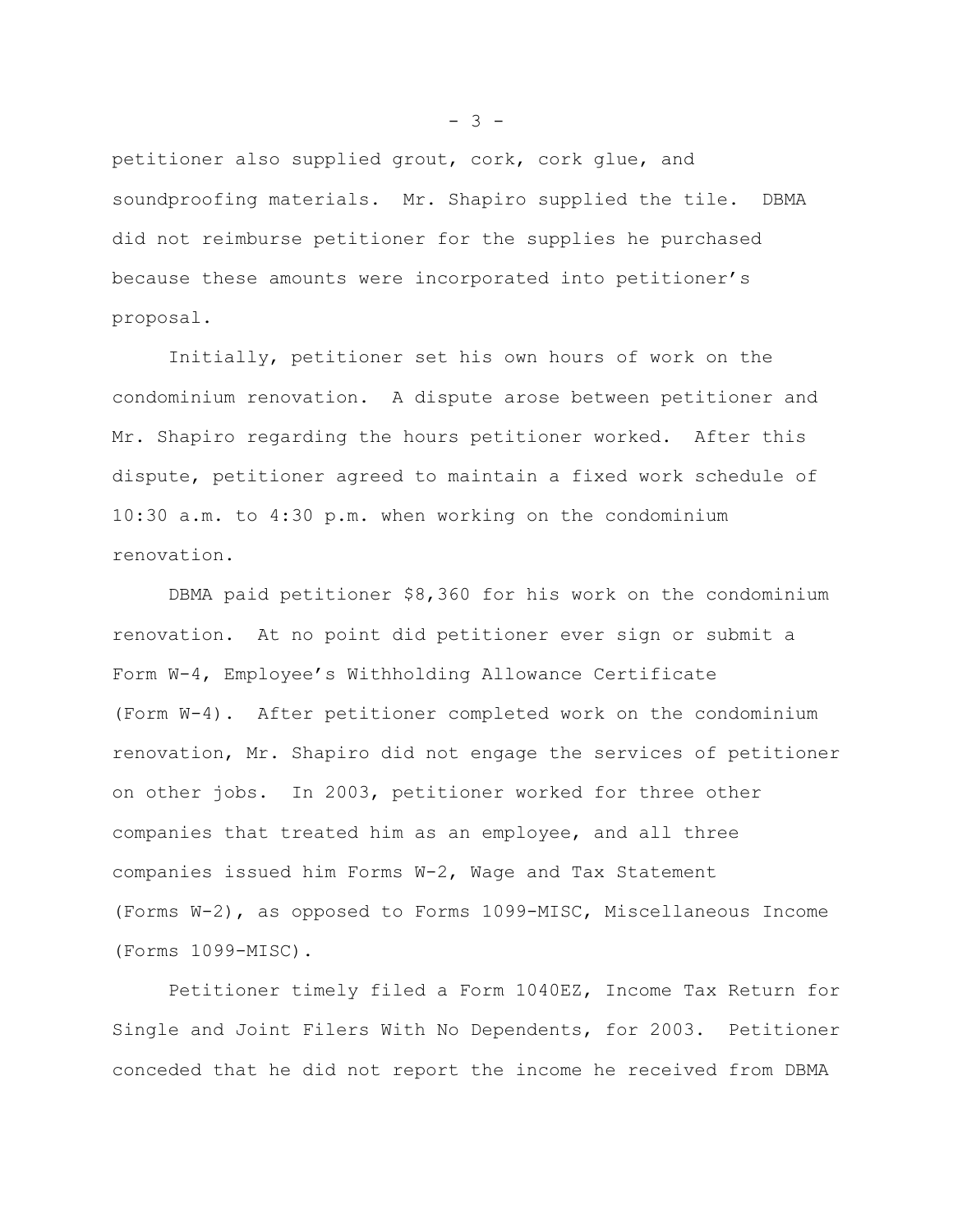petitioner also supplied grout, cork, cork glue, and soundproofing materials. Mr. Shapiro supplied the tile. DBMA did not reimburse petitioner for the supplies he purchased because these amounts were incorporated into petitioner's proposal.

Initially, petitioner set his own hours of work on the condominium renovation. A dispute arose between petitioner and Mr. Shapiro regarding the hours petitioner worked. After this dispute, petitioner agreed to maintain a fixed work schedule of 10:30 a.m. to 4:30 p.m. when working on the condominium renovation.

DBMA paid petitioner $8,360 for his work on the condominium renovation. At no point did petitioner ever sign or submit a Form W-4, Employee's Withholding Allowance Certificate (Form W-4). After petitioner completed work on the condominium renovation, Mr. Shapiro did not engage the services of petitioner on other jobs. In 2003, petitioner worked for three other companies that treated him as an employee, and all three companies issued him Forms W-2, Wage and Tax Statement (Forms W-2), as opposed to Forms 1099-MISC, Miscellaneous Income (Forms 1099-MISC).

Petitioner timely filed a Form 1040EZ, Income Tax Return for Single and Joint Filers With No Dependents, for 2003. Petitioner conceded that he did not report the income he received from DBMA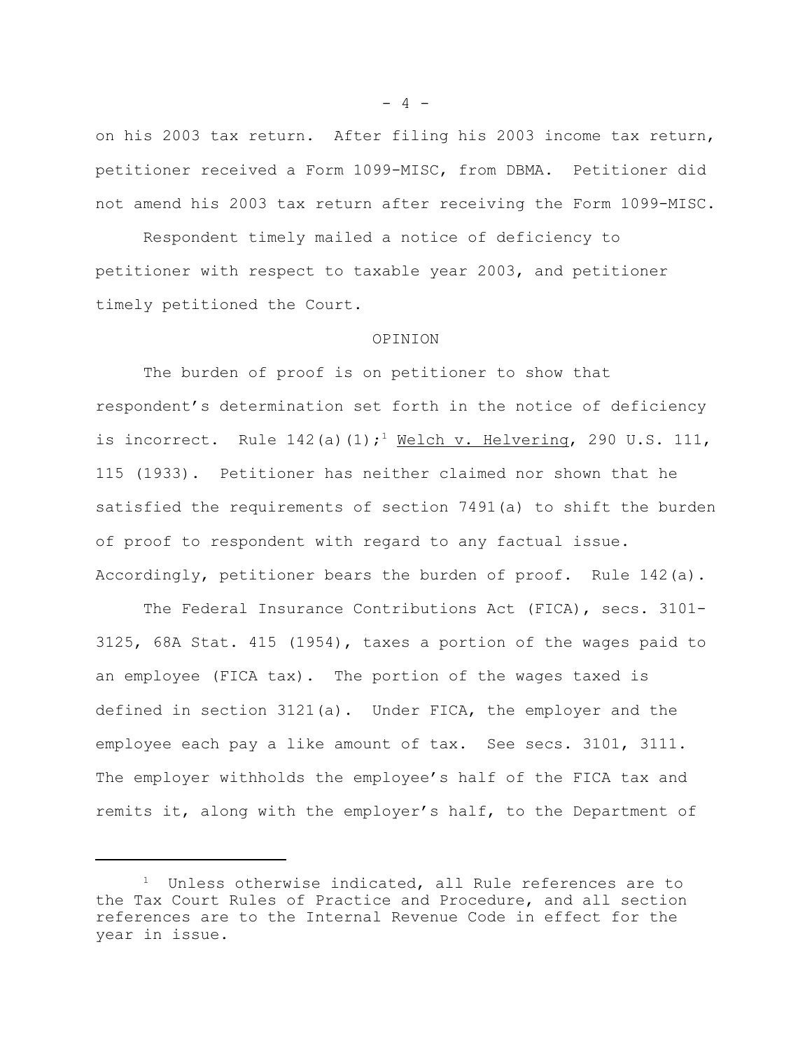on his 2003 tax return. After filing his 2003 income tax return, petitioner received a Form 1099-MISC, from DBMA. Petitioner did not amend his 2003 tax return after receiving the Form 1099-MISC.

Respondent timely mailed a notice of deficiency to petitioner with respect to taxable year 2003, and petitioner timely petitioned the Court.

## OPINION

The burden of proof is on petitioner to show that respondent's determination set forth in the notice of deficiency is incorrect. Rule 142(a)(1);[1] Welch v. Helvering, 290 U.S. 111, 115 (1933). Petitioner has neither claimed nor shown that he satisfied the requirements of section 7491(a) to shift the burden of proof to respondent with regard to any factual issue. Accordingly, petitioner bears the burden of proof. Rule 142(a).

The Federal Insurance Contributions Act (FICA), secs. 3101-3125, 68A Stat. 415 (1954), taxes a portion of the wages paid to an employee (FICA tax). The portion of the wages taxed is defined in section 3121(a). Under FICA, the employer and the employee each pay a like amount of tax. See secs. 3101, 3111. The employer withholds the employee's half of the FICA tax and remits it, along with the employer's half, to the Department of

---

[1] Unless otherwise indicated, all Rule references are to the Tax Court Rules of Practice and Procedure, and all section references are to the Internal Revenue Code in effect for the year in issue.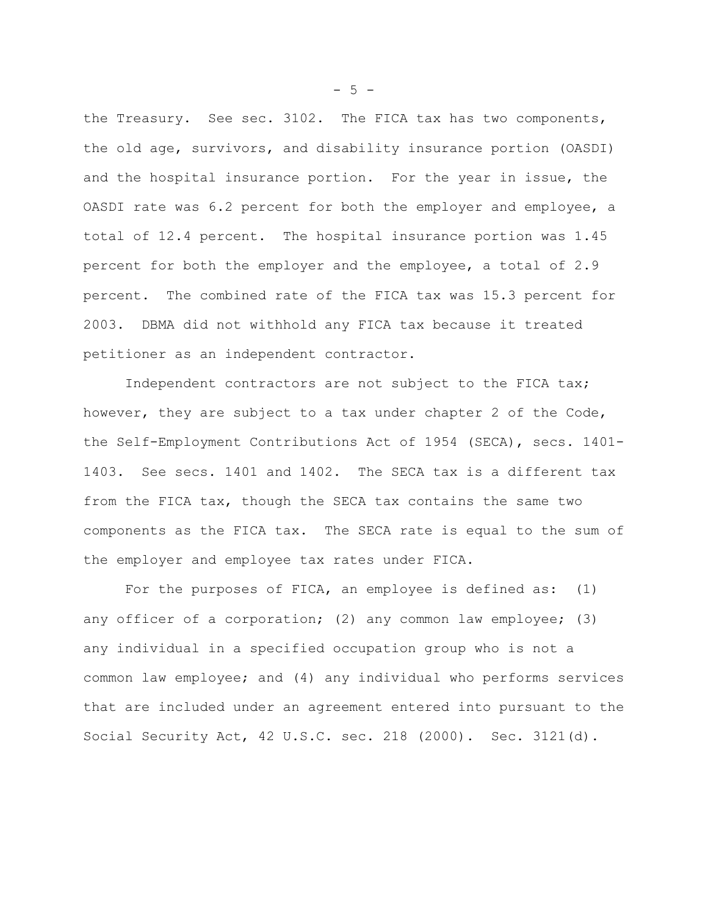the Treasury. See sec. 3102. The FICA tax has two components, the old age, survivors, and disability insurance portion (OASDI) and the hospital insurance portion. For the year in issue, the OASDI rate was 6.2 percent for both the employer and employee, a total of 12.4 percent. The hospital insurance portion was 1.45 percent for both the employer and the employee, a total of 2.9 percent. The combined rate of the FICA tax was 15.3 percent for 2003. DBMA did not withhold any FICA tax because it treated petitioner as an independent contractor.

Independent contractors are not subject to the FICA tax; however, they are subject to a tax under chapter 2 of the Code, the Self-Employment Contributions Act of 1954 (SECA), secs. 1401-1403. See secs. 1401 and 1402. The SECA tax is a different tax from the FICA tax, though the SECA tax contains the same two components as the FICA tax. The SECA rate is equal to the sum of the employer and employee tax rates under FICA.

For the purposes of FICA, an employee is defined as: (1) any officer of a corporation; (2) any common law employee; (3) any individual in a specified occupation group who is not a common law employee; and (4) any individual who performs services that are included under an agreement entered into pursuant to the Social Security Act, 42 U.S.C. sec. 218 (2000). Sec. 3121(d).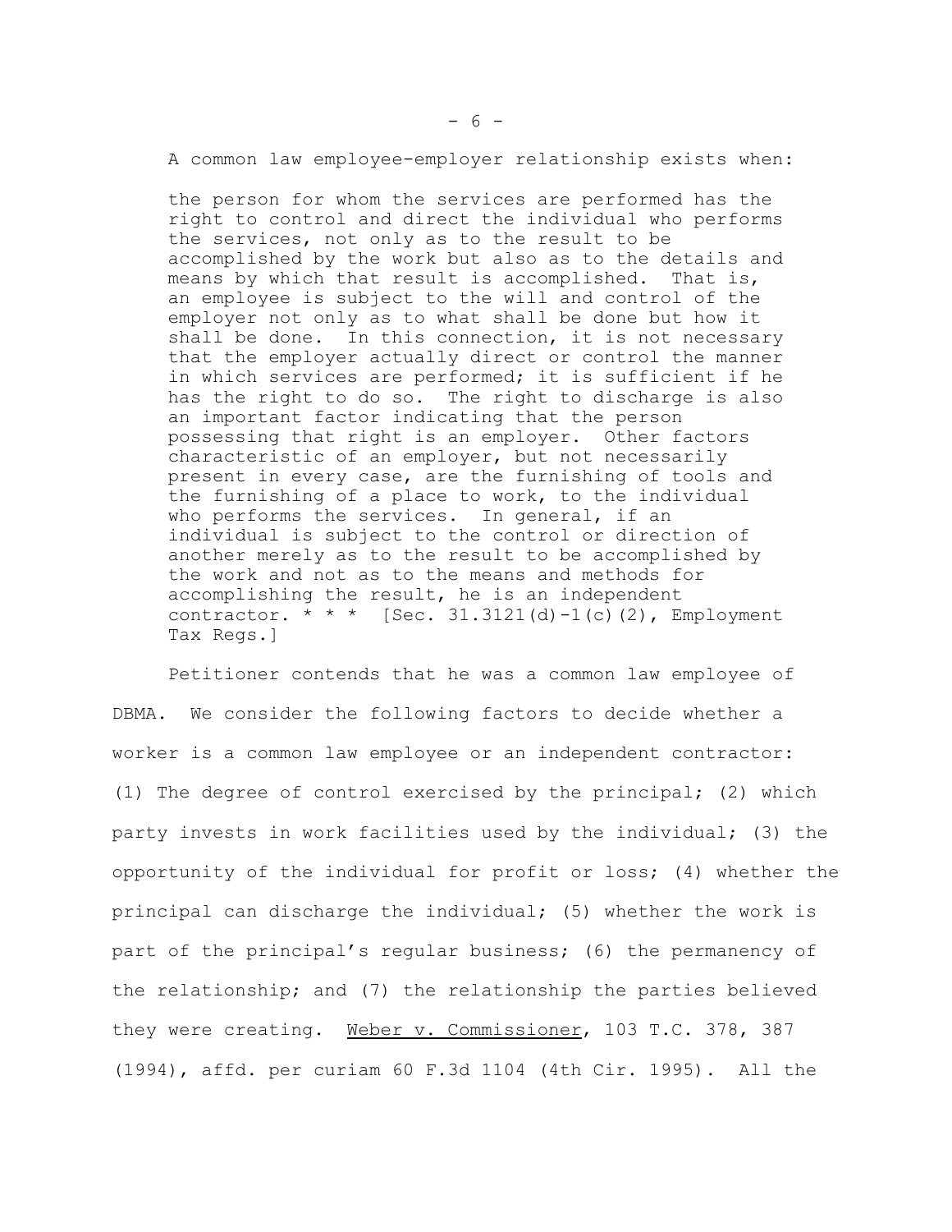A common law employee-employer relationship exists when:

> the person for whom the services are performed has the right to control and direct the individual who performs the services, not only as to the result to be accomplished by the work but also as to the details and means by which that result is accomplished. That is, an employee is subject to the will and control of the employer not only as to what shall be done but how it shall be done. In this connection, it is not necessary that the employer actually direct or control the manner in which services are performed; it is sufficient if he has the right to do so. The right to discharge is also an important factor indicating that the person possessing that right is an employer. Other factors characteristic of an employer, but not necessarily present in every case, are the furnishing of tools and the furnishing of a place to work, to the individual who performs the services. In general, if an individual is subject to the control or direction of another merely as to the result to be accomplished by the work and not as to the means and methods for accomplishing the result, he is an independent contractor. * * * [Sec. 31.3121(d)-1(c)(2), Employment Tax Regs.]

Petitioner contends that he was a common law employee of DBMA. We consider the following factors to decide whether a worker is a common law employee or an independent contractor: (1) The degree of control exercised by the principal; (2) which party invests in work facilities used by the individual; (3) the opportunity of the individual for profit or loss; (4) whether the principal can discharge the individual; (5) whether the work is part of the principal's regular business; (6) the permanency of the relationship; and (7) the relationship the parties believed they were creating. Weber v. Commissioner, 103 T.C. 378, 387 (1994), affd. per curiam 60 F.3d 1104 (4th Cir. 1995). All the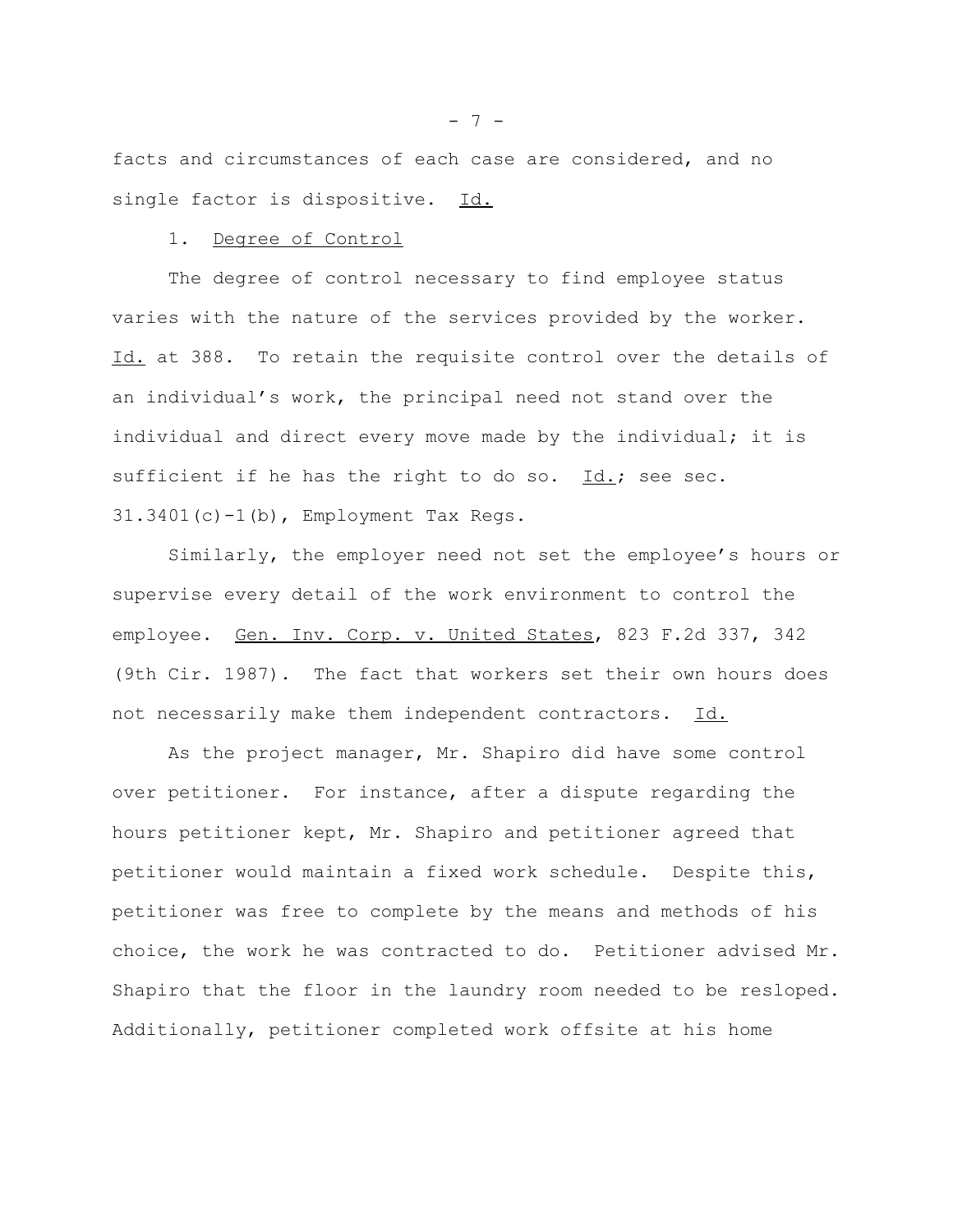facts and circumstances of each case are considered, and no single factor is dispositive. Id.

1. Degree of Control

The degree of control necessary to find employee status varies with the nature of the services provided by the worker. Id. at 388. To retain the requisite control over the details of an individual's work, the principal need not stand over the individual and direct every move made by the individual; it is sufficient if he has the right to do so. Id.; see sec. 31.3401(c)-1(b), Employment Tax Regs.

Similarly, the employer need not set the employee's hours or supervise every detail of the work environment to control the employee. Gen. Inv. Corp. v. United States, 823 F.2d 337, 342 (9th Cir. 1987). The fact that workers set their own hours does not necessarily make them independent contractors. Id.

As the project manager, Mr. Shapiro did have some control over petitioner. For instance, after a dispute regarding the hours petitioner kept, Mr. Shapiro and petitioner agreed that petitioner would maintain a fixed work schedule. Despite this, petitioner was free to complete by the means and methods of his choice, the work he was contracted to do. Petitioner advised Mr. Shapiro that the floor in the laundry room needed to be resloped. Additionally, petitioner completed work offsite at his home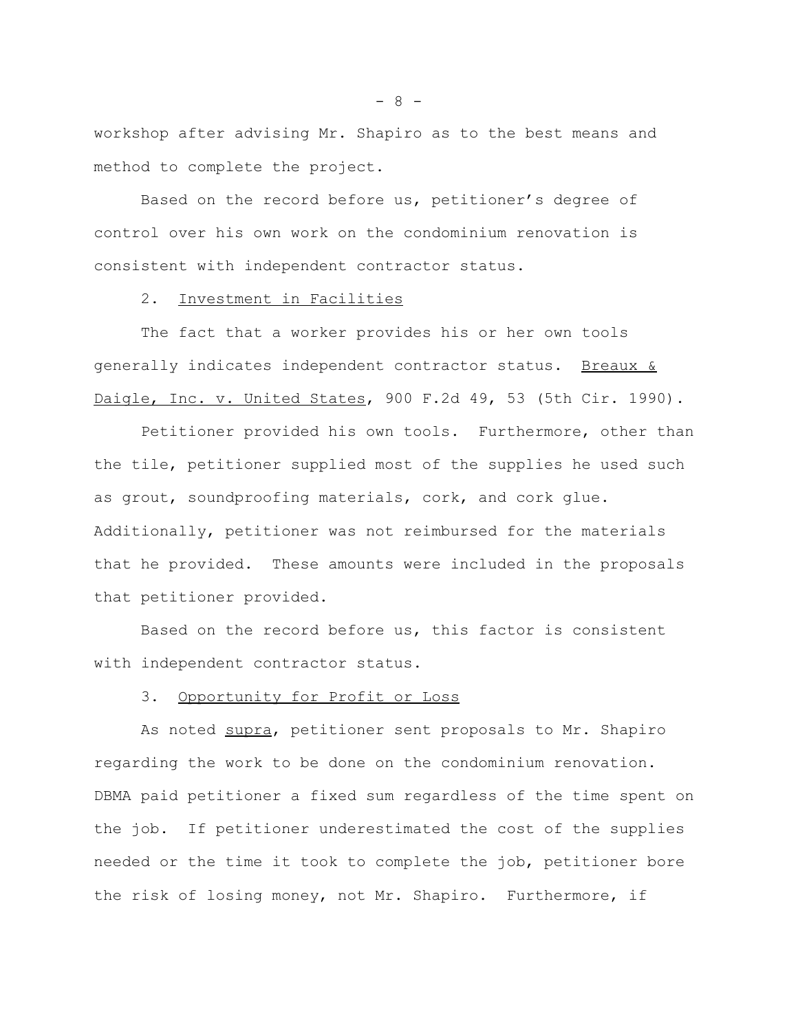workshop after advising Mr. Shapiro as to the best means and method to complete the project.

Based on the record before us, petitioner's degree of control over his own work on the condominium renovation is consistent with independent contractor status.

2. Investment in Facilities

The fact that a worker provides his or her own tools generally indicates independent contractor status. Breaux & Daigle, Inc. v. United States, 900 F.2d 49, 53 (5th Cir. 1990).

Petitioner provided his own tools. Furthermore, other than the tile, petitioner supplied most of the supplies he used such as grout, soundproofing materials, cork, and cork glue. Additionally, petitioner was not reimbursed for the materials that he provided. These amounts were included in the proposals that petitioner provided.

Based on the record before us, this factor is consistent with independent contractor status.

3. Opportunity for Profit or Loss

As noted supra, petitioner sent proposals to Mr. Shapiro regarding the work to be done on the condominium renovation. DBMA paid petitioner a fixed sum regardless of the time spent on the job. If petitioner underestimated the cost of the supplies needed or the time it took to complete the job, petitioner bore the risk of losing money, not Mr. Shapiro. Furthermore, if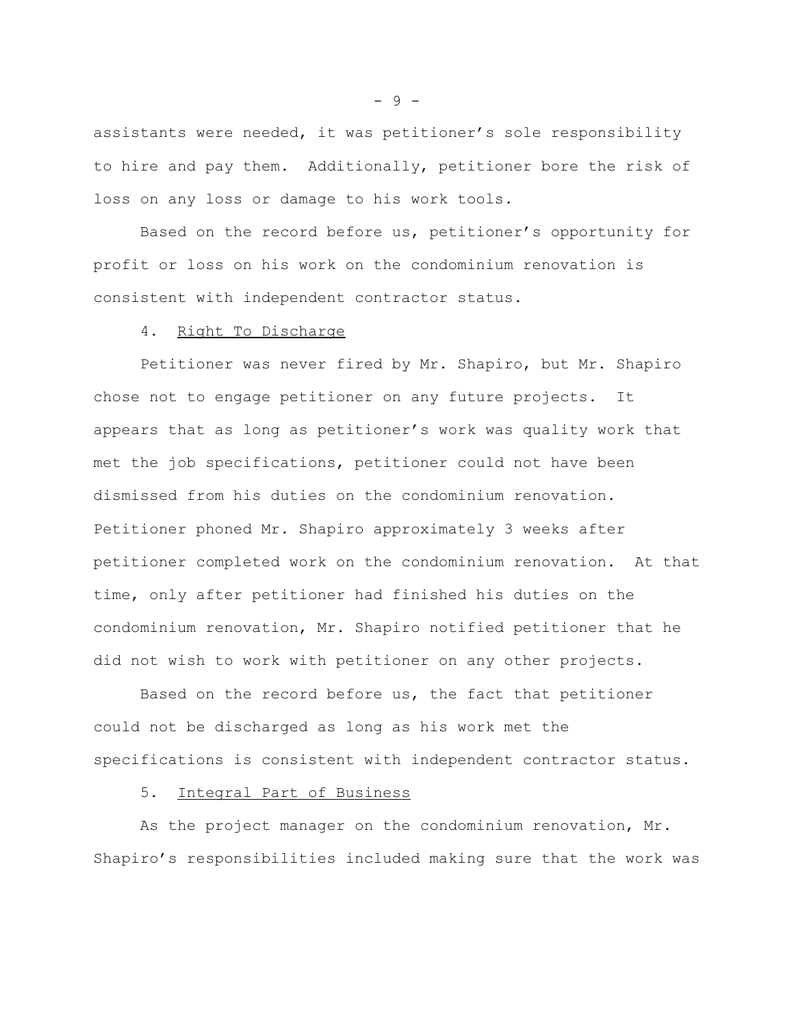assistants were needed, it was petitioner's sole responsibility to hire and pay them. Additionally, petitioner bore the risk of loss on any loss or damage to his work tools.

Based on the record before us, petitioner's opportunity for profit or loss on his work on the condominium renovation is consistent with independent contractor status.

4. Right To Discharge

Petitioner was never fired by Mr. Shapiro, but Mr. Shapiro chose not to engage petitioner on any future projects. It appears that as long as petitioner's work was quality work that met the job specifications, petitioner could not have been dismissed from his duties on the condominium renovation. Petitioner phoned Mr. Shapiro approximately 3 weeks after petitioner completed work on the condominium renovation. At that time, only after petitioner had finished his duties on the condominium renovation, Mr. Shapiro notified petitioner that he did not wish to work with petitioner on any other projects.

Based on the record before us, the fact that petitioner could not be discharged as long as his work met the specifications is consistent with independent contractor status.

5. Integral Part of Business

As the project manager on the condominium renovation, Mr. Shapiro's responsibilities included making sure that the work was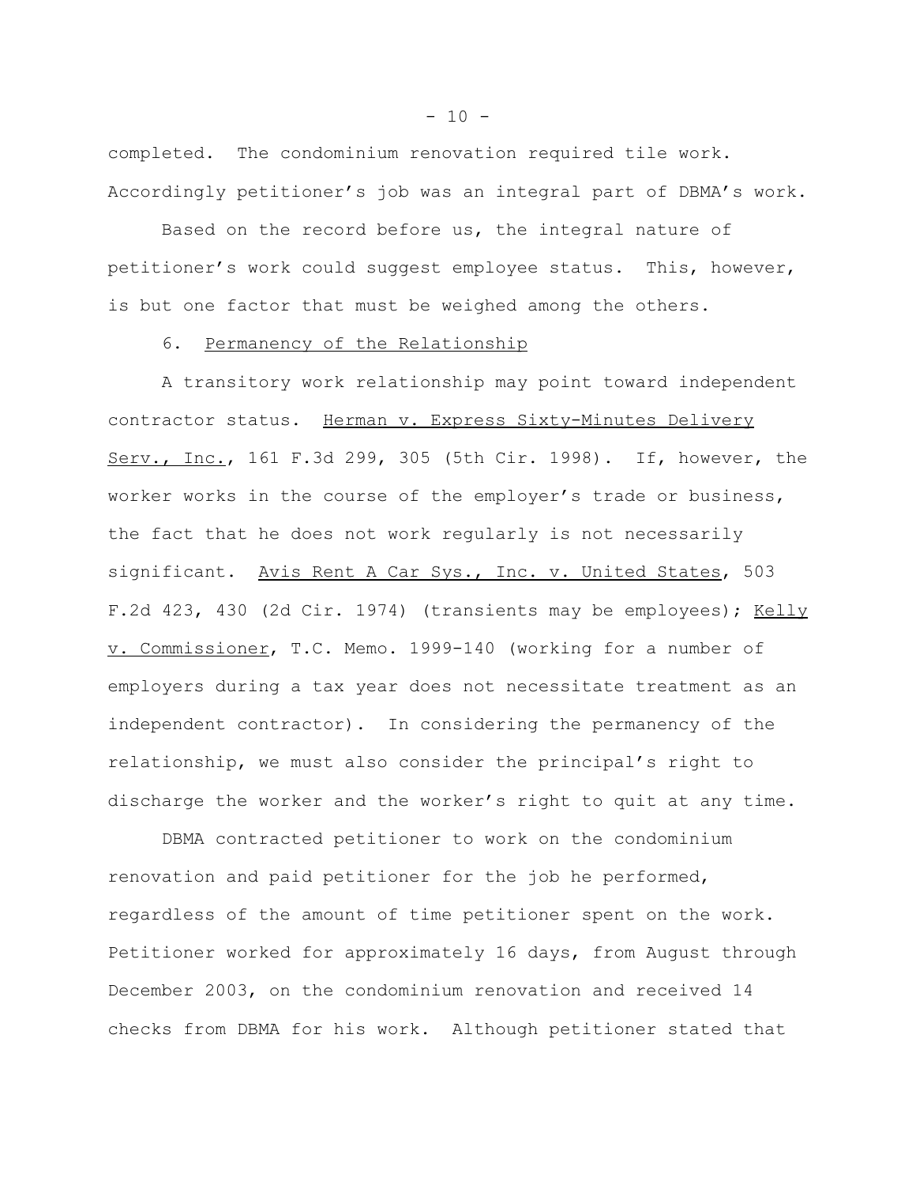completed. The condominium renovation required tile work. Accordingly petitioner's job was an integral part of DBMA's work.

Based on the record before us, the integral nature of petitioner's work could suggest employee status. This, however, is but one factor that must be weighed among the others.

6. Permanency of the Relationship

A transitory work relationship may point toward independent contractor status. Herman v. Express Sixty-Minutes Delivery Serv., Inc., 161 F.3d 299, 305 (5th Cir. 1998). If, however, the worker works in the course of the employer's trade or business, the fact that he does not work regularly is not necessarily significant. Avis Rent A Car Sys., Inc. v. United States, 503 F.2d 423, 430 (2d Cir. 1974) (transients may be employees); Kelly v. Commissioner, T.C. Memo. 1999-140 (working for a number of employers during a tax year does not necessitate treatment as an independent contractor). In considering the permanency of the relationship, we must also consider the principal's right to discharge the worker and the worker's right to quit at any time.

DBMA contracted petitioner to work on the condominium renovation and paid petitioner for the job he performed, regardless of the amount of time petitioner spent on the work. Petitioner worked for approximately 16 days, from August through December 2003, on the condominium renovation and received 14 checks from DBMA for his work. Although petitioner stated that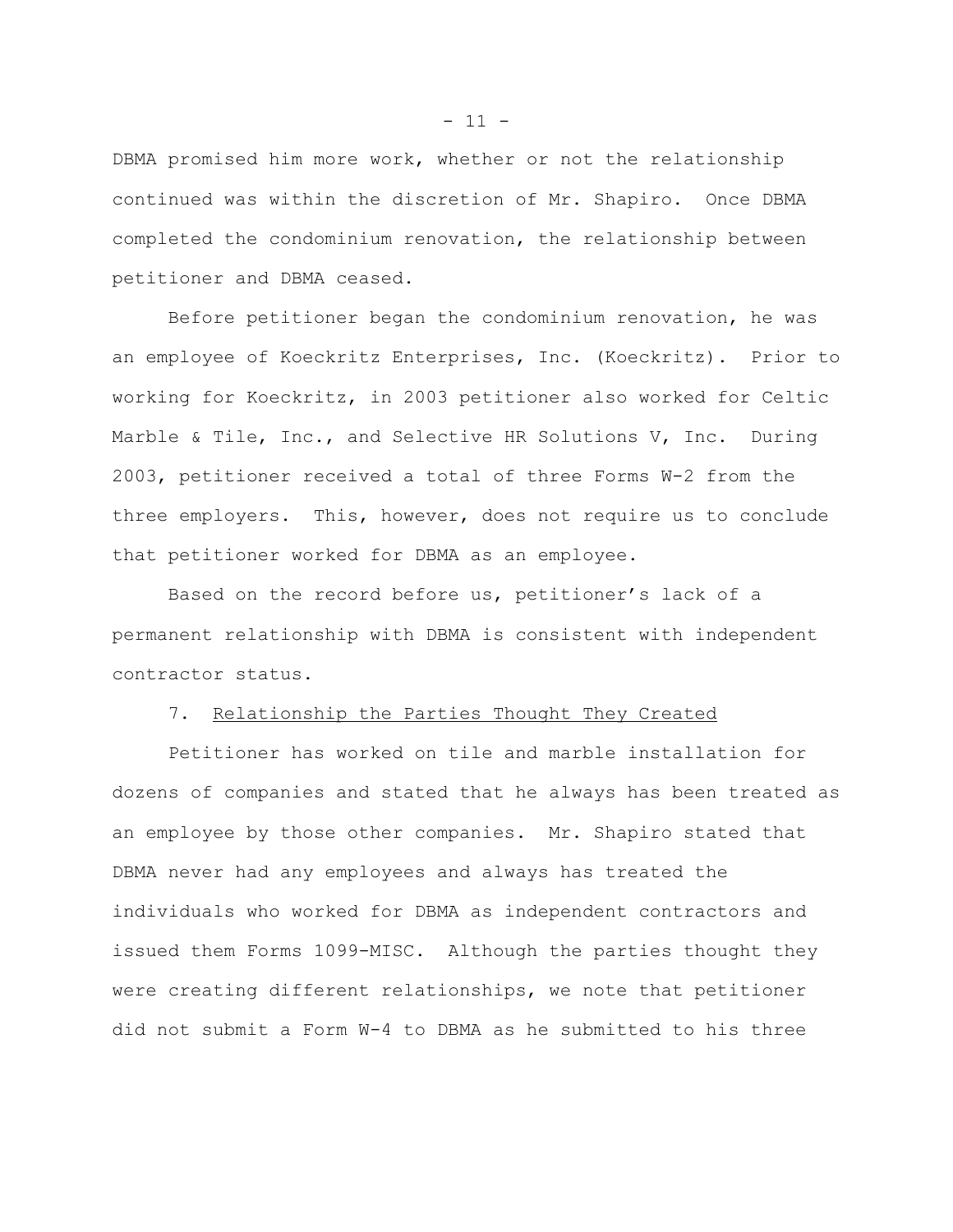DBMA promised him more work, whether or not the relationship continued was within the discretion of Mr. Shapiro. Once DBMA completed the condominium renovation, the relationship between petitioner and DBMA ceased.

Before petitioner began the condominium renovation, he was an employee of Koeckritz Enterprises, Inc. (Koeckritz). Prior to working for Koeckritz, in 2003 petitioner also worked for Celtic Marble & Tile, Inc., and Selective HR Solutions V, Inc. During 2003, petitioner received a total of three Forms W-2 from the three employers. This, however, does not require us to conclude that petitioner worked for DBMA as an employee.

Based on the record before us, petitioner's lack of a permanent relationship with DBMA is consistent with independent contractor status.

7. Relationship the Parties Thought They Created

Petitioner has worked on tile and marble installation for dozens of companies and stated that he always has been treated as an employee by those other companies. Mr. Shapiro stated that DBMA never had any employees and always has treated the individuals who worked for DBMA as independent contractors and issued them Forms 1099-MISC. Although the parties thought they were creating different relationships, we note that petitioner did not submit a Form W-4 to DBMA as he submitted to his three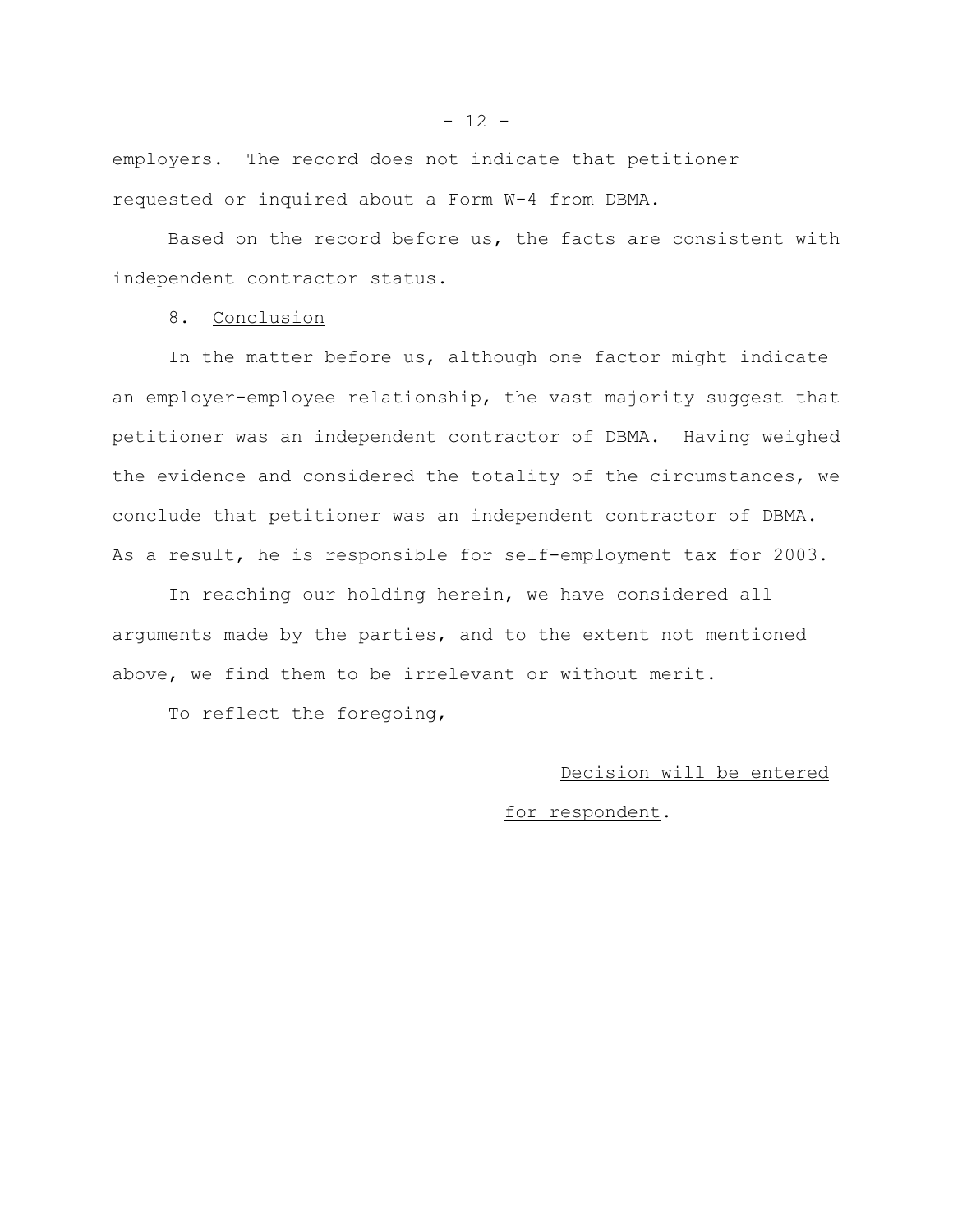employers. The record does not indicate that petitioner requested or inquired about a Form W-4 from DBMA.

Based on the record before us, the facts are consistent with independent contractor status.

8. Conclusion

In the matter before us, although one factor might indicate an employer-employee relationship, the vast majority suggest that petitioner was an independent contractor of DBMA. Having weighed the evidence and considered the totality of the circumstances, we conclude that petitioner was an independent contractor of DBMA. As a result, he is responsible for self-employment tax for 2003.

In reaching our holding herein, we have considered all arguments made by the parties, and to the extent not mentioned above, we find them to be irrelevant or without merit.

To reflect the foregoing,

Decision will be entered for respondent.